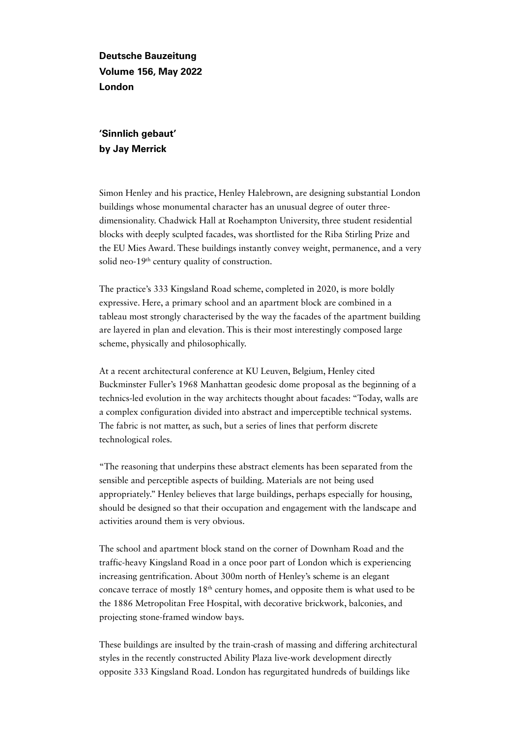**Deutsche Bauzeitung**
**Volume 156, May 2022**
**London**

**'Sinnlich gebaut'**
**by Jay Merrick**

Simon Henley and his practice, Henley Halebrown, are designing substantial London buildings whose monumental character has an unusual degree of outer three-dimensionality. Chadwick Hall at Roehampton University, three student residential blocks with deeply sculpted facades, was shortlisted for the Riba Stirling Prize and the EU Mies Award. These buildings instantly convey weight, permanence, and a very solid neo-19th century quality of construction.

The practice's 333 Kingsland Road scheme, completed in 2020, is more boldly expressive. Here, a primary school and an apartment block are combined in a tableau most strongly characterised by the way the facades of the apartment building are layered in plan and elevation. This is their most interestingly composed large scheme, physically and philosophically.

At a recent architectural conference at KU Leuven, Belgium, Henley cited Buckminster Fuller's 1968 Manhattan geodesic dome proposal as the beginning of a technics-led evolution in the way architects thought about facades: "Today, walls are a complex configuration divided into abstract and imperceptible technical systems. The fabric is not matter, as such, but a series of lines that perform discrete technological roles.

"The reasoning that underpins these abstract elements has been separated from the sensible and perceptible aspects of building. Materials are not being used appropriately." Henley believes that large buildings, perhaps especially for housing, should be designed so that their occupation and engagement with the landscape and activities around them is very obvious.

The school and apartment block stand on the corner of Downham Road and the traffic-heavy Kingsland Road in a once poor part of London which is experiencing increasing gentrification. About 300m north of Henley's scheme is an elegant concave terrace of mostly 18th century homes, and opposite them is what used to be the 1886 Metropolitan Free Hospital, with decorative brickwork, balconies, and projecting stone-framed window bays.

These buildings are insulted by the train-crash of massing and differing architectural styles in the recently constructed Ability Plaza live-work development directly opposite 333 Kingsland Road. London has regurgitated hundreds of buildings like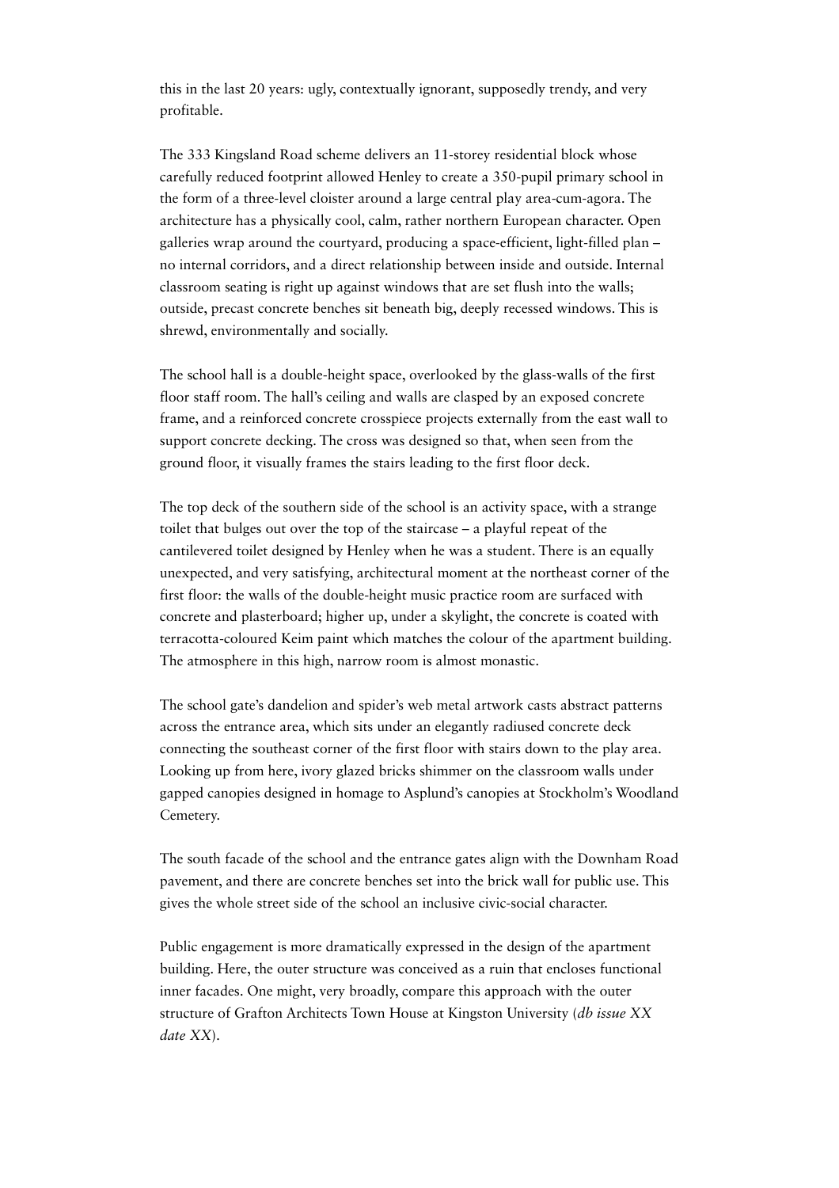this in the last 20 years: ugly, contextually ignorant, supposedly trendy, and very profitable.

The 333 Kingsland Road scheme delivers an 11-storey residential block whose carefully reduced footprint allowed Henley to create a 350-pupil primary school in the form of a three-level cloister around a large central play area-cum-agora. The architecture has a physically cool, calm, rather northern European character. Open galleries wrap around the courtyard, producing a space-efficient, light-filled plan – no internal corridors, and a direct relationship between inside and outside. Internal classroom seating is right up against windows that are set flush into the walls; outside, precast concrete benches sit beneath big, deeply recessed windows. This is shrewd, environmentally and socially.

The school hall is a double-height space, overlooked by the glass-walls of the first floor staff room. The hall's ceiling and walls are clasped by an exposed concrete frame, and a reinforced concrete crosspiece projects externally from the east wall to support concrete decking. The cross was designed so that, when seen from the ground floor, it visually frames the stairs leading to the first floor deck.

The top deck of the southern side of the school is an activity space, with a strange toilet that bulges out over the top of the staircase – a playful repeat of the cantilevered toilet designed by Henley when he was a student. There is an equally unexpected, and very satisfying, architectural moment at the northeast corner of the first floor: the walls of the double-height music practice room are surfaced with concrete and plasterboard; higher up, under a skylight, the concrete is coated with terracotta-coloured Keim paint which matches the colour of the apartment building. The atmosphere in this high, narrow room is almost monastic.

The school gate's dandelion and spider's web metal artwork casts abstract patterns across the entrance area, which sits under an elegantly radiused concrete deck connecting the southeast corner of the first floor with stairs down to the play area. Looking up from here, ivory glazed bricks shimmer on the classroom walls under gapped canopies designed in homage to Asplund's canopies at Stockholm's Woodland Cemetery.

The south facade of the school and the entrance gates align with the Downham Road pavement, and there are concrete benches set into the brick wall for public use. This gives the whole street side of the school an inclusive civic-social character.

Public engagement is more dramatically expressed in the design of the apartment building. Here, the outer structure was conceived as a ruin that encloses functional inner facades. One might, very broadly, compare this approach with the outer structure of Grafton Architects Town House at Kingston University (*db issue XX date XX*).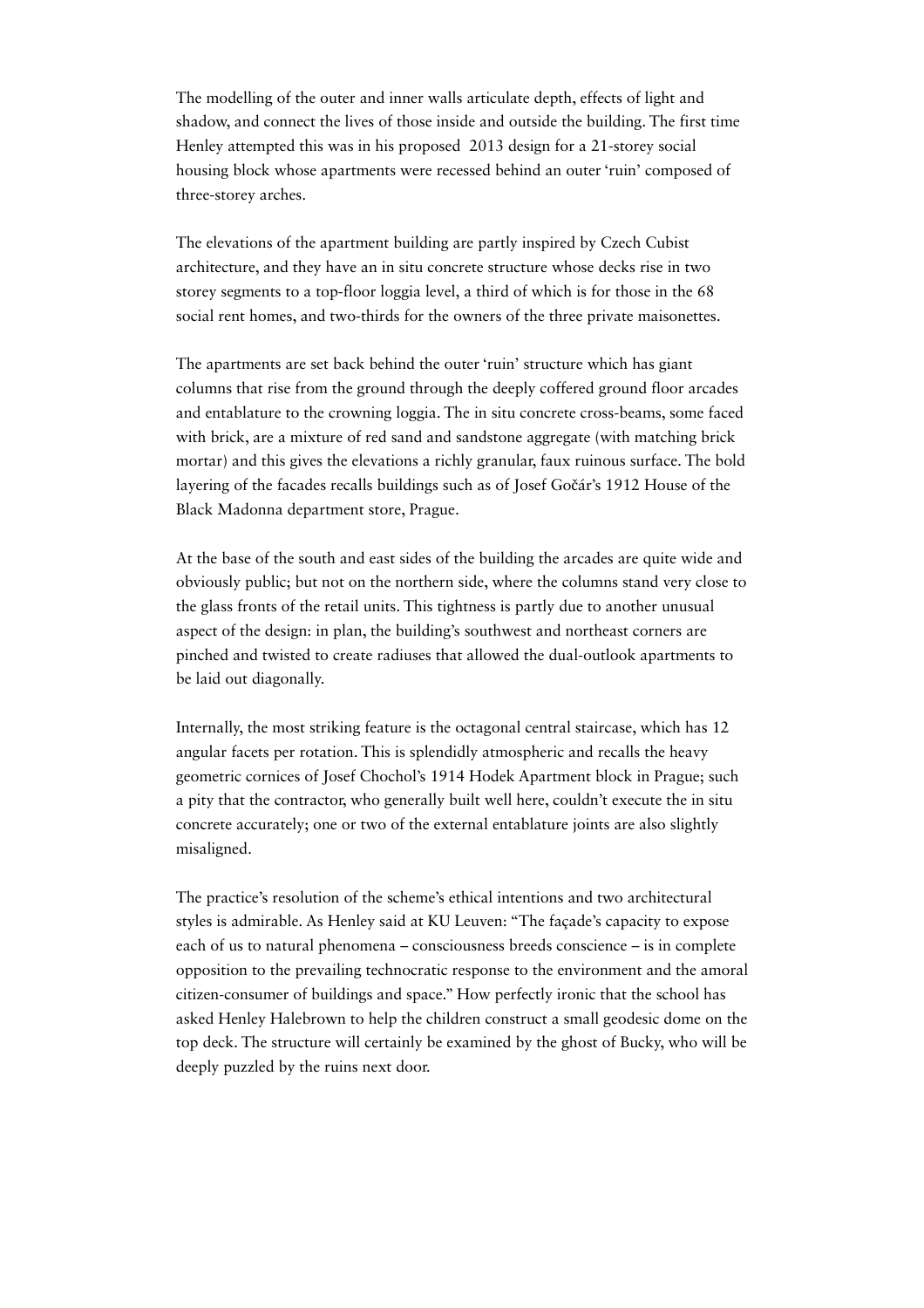The modelling of the outer and inner walls articulate depth, effects of light and shadow, and connect the lives of those inside and outside the building. The first time Henley attempted this was in his proposed 2013 design for a 21-storey social housing block whose apartments were recessed behind an outer 'ruin' composed of three-storey arches.

The elevations of the apartment building are partly inspired by Czech Cubist architecture, and they have an in situ concrete structure whose decks rise in two storey segments to a top-floor loggia level, a third of which is for those in the 68 social rent homes, and two-thirds for the owners of the three private maisonettes.

The apartments are set back behind the outer 'ruin' structure which has giant columns that rise from the ground through the deeply coffered ground floor arcades and entablature to the crowning loggia. The in situ concrete cross-beams, some faced with brick, are a mixture of red sand and sandstone aggregate (with matching brick mortar) and this gives the elevations a richly granular, faux ruinous surface. The bold layering of the facades recalls buildings such as of Josef Gočár's 1912 House of the Black Madonna department store, Prague.

At the base of the south and east sides of the building the arcades are quite wide and obviously public; but not on the northern side, where the columns stand very close to the glass fronts of the retail units. This tightness is partly due to another unusual aspect of the design: in plan, the building's southwest and northeast corners are pinched and twisted to create radiuses that allowed the dual-outlook apartments to be laid out diagonally.

Internally, the most striking feature is the octagonal central staircase, which has 12 angular facets per rotation. This is splendidly atmospheric and recalls the heavy geometric cornices of Josef Chochol's 1914 Hodek Apartment block in Prague; such a pity that the contractor, who generally built well here, couldn't execute the in situ concrete accurately; one or two of the external entablature joints are also slightly misaligned.

The practice's resolution of the scheme's ethical intentions and two architectural styles is admirable. As Henley said at KU Leuven: "The façade's capacity to expose each of us to natural phenomena – consciousness breeds conscience – is in complete opposition to the prevailing technocratic response to the environment and the amoral citizen-consumer of buildings and space." How perfectly ironic that the school has asked Henley Halebrown to help the children construct a small geodesic dome on the top deck. The structure will certainly be examined by the ghost of Bucky, who will be deeply puzzled by the ruins next door.